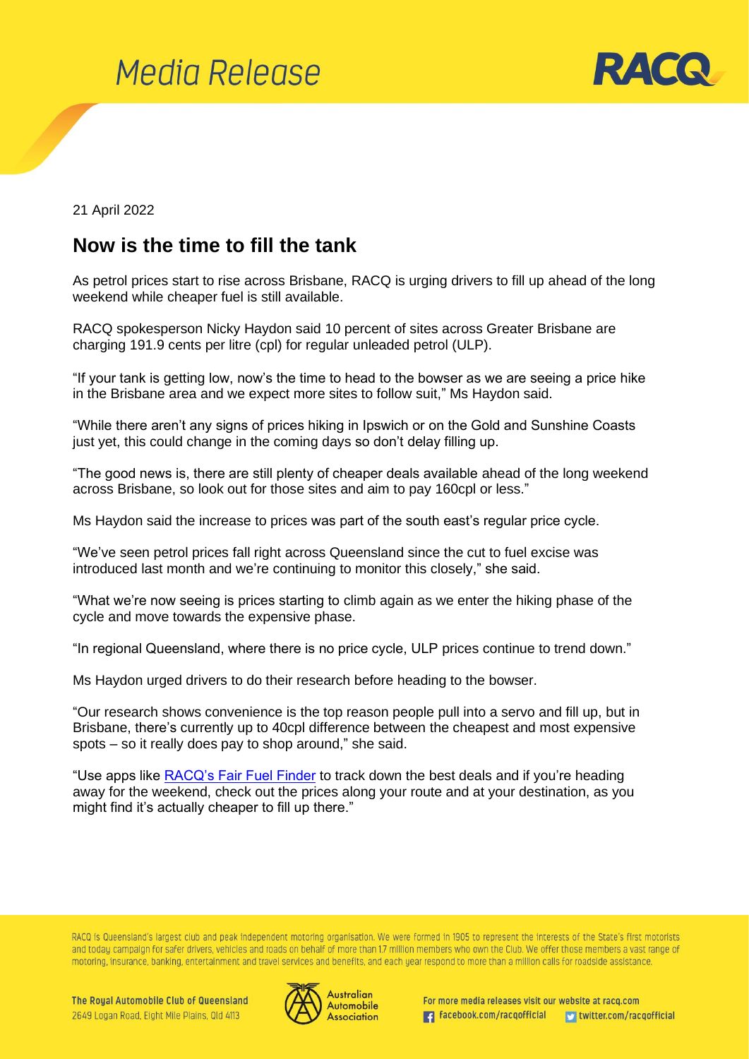# Media Release

21 April 2022

## Now is the time to fill the tank

As petrol prices start to rise across Brisbane, RACQ is urging drivers to fill up ahead of the long weekend while cheaper fuel is still available.

RACQ spokesperson Nicky Haydon said 10 percent of sites across Greater Brisbane are charging 191.9 cents per litre (cpl) for regular unleaded petrol (ULP).

"If your tank is getting low, now's the time to head to the bowser as we are seeing a price hike in the Brisbane area and we expect more sites to follow suit," Ms Haydon said.

"While there aren't any signs of prices hiking in Ipswich or on the Gold and Sunshine Coasts just yet, this could change in the coming days so don't delay filling up.

"The good news is, there are still plenty of cheaper deals available ahead of the long weekend across Brisbane, so look out for those sites and aim to pay 160cpl or less."

Ms Haydon said the increase to prices was part of the south east's regular price cycle.

"We've seen petrol prices fall right across Queensland since the cut to fuel excise was introduced last month and we're continuing to monitor this closely," she said.

"What we're now seeing is prices starting to climb again as we enter the hiking phase of the cycle and move towards the expensive phase.

"In regional Queensland, where there is no price cycle, ULP prices continue to trend down."

Ms Haydon urged drivers to do their research before heading to the bowser.

"Our research shows convenience is the top reason people pull into a servo and fill up, but in Brisbane, there's currently up to 40cpl difference between the cheapest and most expensive spots – so it really does pay to shop around," she said.

"Use apps like RACQ's Fair Fuel Finder to track down the best deals and if you're heading away for the weekend, check out the prices along your route and at your destination, as you might find it's actually cheaper to fill up there."

RACQ is Queensland's largest club and peak independent motoring organisation. We were formed in 1905 to represent the interests of the State's first motorists and today campaign for safer drivers, vehicles and roads on behalf of more than 1.7 million members who own the Club. We offer those members a vast range of motoring, insurance, banking, entertainment and travel services and benefits, and each year respond to more than a million calls for roadside assistance.

The Royal Automobile Club of Queensland
2649 Logan Road, Eight Mile Plains, Qld 4113

For more media releases visit our website at racq.com
facebook.com/racqofficial
twitter.com/racqofficial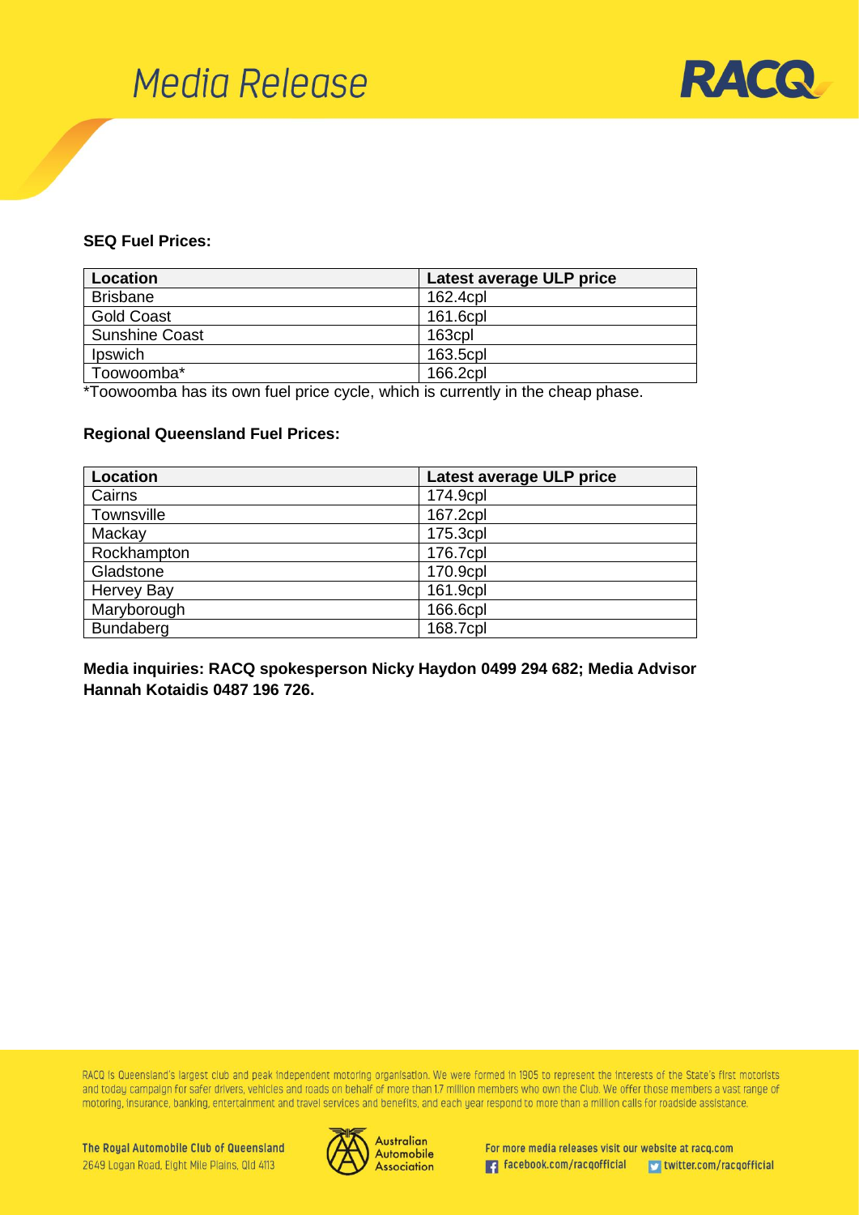**SEQ Fuel Prices:**

| Location | Latest average ULP price |
|---|---|
| Brisbane | 162.4cpl |
| Gold Coast | 161.6cpl |
| Sunshine Coast | 163cpl |
| Ipswich | 163.5cpl |
| Toowoomba* | 166.2cpl |

*Toowoomba has its own fuel price cycle, which is currently in the cheap phase.

**Regional Queensland Fuel Prices:**

| Location | Latest average ULP price |
|---|---|
| Cairns | 174.9cpl |
| Townsville | 167.2cpl |
| Mackay | 175.3cpl |
| Rockhampton | 176.7cpl |
| Gladstone | 170.9cpl |
| Hervey Bay | 161.9cpl |
| Maryborough | 166.6cpl |
| Bundaberg | 168.7cpl |

**Media inquiries: RACQ spokesperson Nicky Haydon 0499 294 682; Media Advisor Hannah Kotaidis 0487 196 726.**